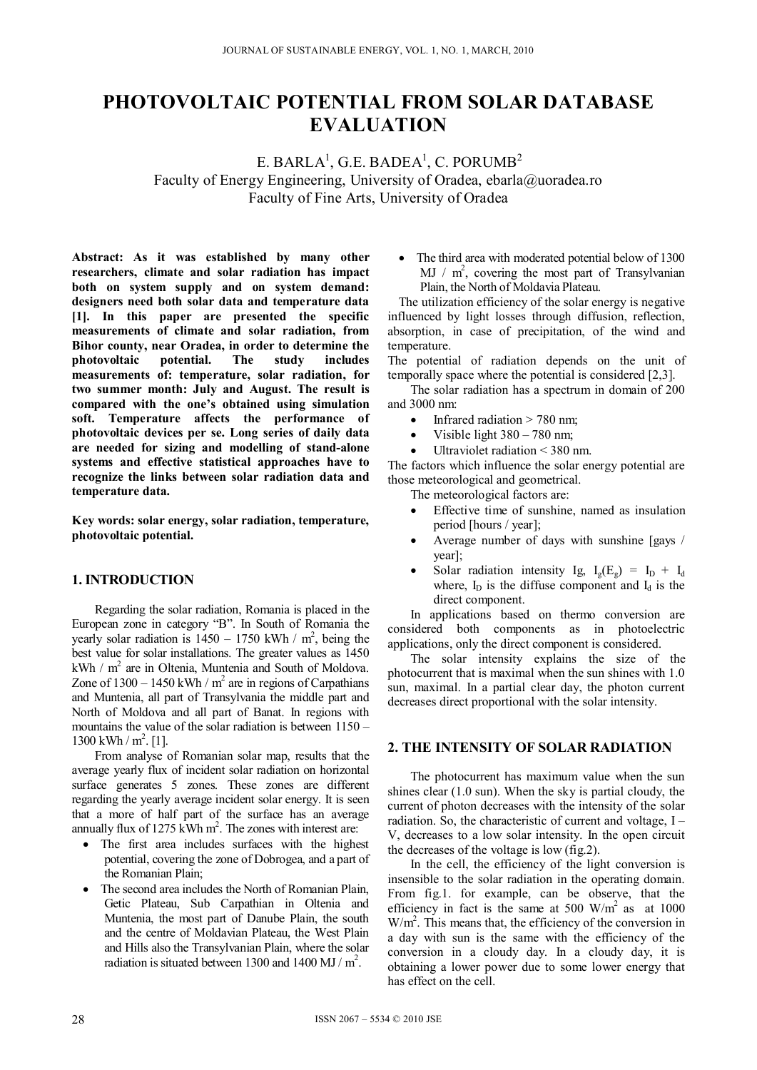# PHOTOVOLTAIC POTENTIAL FROM SOLAR DATABASE EVALUATION

E. BARLA[1], G.E. BADEA[1], C. PORUMB[2]

Faculty of Energy Engineering, University of Oradea, ebarla@uoradea.ro

Faculty of Fine Arts, University of Oradea

**Abstract: As it was established by many other researchers, climate and solar radiation has impact both on system supply and on system demand: designers need both solar data and temperature data [1]. In this paper are presented the specific measurements of climate and solar radiation, from Bihor county, near Oradea, in order to determine the photovoltaic potential. The study includes measurements of: temperature, solar radiation, for two summer month: July and August. The result is compared with the one's obtained using simulation soft. Temperature affects the performance of photovoltaic devices per se. Long series of daily data are needed for sizing and modelling of stand-alone systems and effective statistical approaches have to recognize the links between solar radiation data and temperature data.**

**Key words: solar energy, solar radiation, temperature, photovoltaic potential.**

## 1. INTRODUCTION

Regarding the solar radiation, Romania is placed in the European zone in category "B". In South of Romania the yearly solar radiation is 1450 – 1750 kWh / $m^2$, being the best value for solar installations. The greater values as 1450 kWh / $m^2$ are in Oltenia, Muntenia and South of Moldova. Zone of 1300 – 1450 kWh / $m^2$ are in regions of Carpathians and Muntenia, all part of Transylvania the middle part and North of Moldova and all part of Banat. In regions with mountains the value of the solar radiation is between 1150 – 1300 kWh / $m^2$. [1].

From analyse of Romanian solar map, results that the average yearly flux of incident solar radiation on horizontal surface generates 5 zones. These zones are different regarding the yearly average incident solar energy. It is seen that a more of half part of the surface has an average annually flux of 1275 kWh $m^2$. The zones with interest are:

- The first area includes surfaces with the highest potential, covering the zone of Dobrogea, and a part of the Romanian Plain;
- The second area includes the North of Romanian Plain, Getic Plateau, Sub Carpathian in Oltenia and Muntenia, the most part of Danube Plain, the south and the centre of Moldavian Plateau, the West Plain and Hills also the Transylvanian Plain, where the solar radiation is situated between 1300 and 1400 MJ / $m^2$.
- The third area with moderated potential below of 1300 MJ / $m^2$, covering the most part of Transylvanian Plain, the North of Moldavia Plateau.

The utilization efficiency of the solar energy is negative influenced by light losses through diffusion, reflection, absorption, in case of precipitation, of the wind and temperature.

The potential of radiation depends on the unit of temporally space where the potential is considered [2,3].

The solar radiation has a spectrum in domain of 200 and 3000 nm:

- Infrared radiation > 780 nm;
- Visible light 380 – 780 nm;
- Ultraviolet radiation < 380 nm.

The factors which influence the solar energy potential are those meteorological and geometrical.

The meteorological factors are:

- Effective time of sunshine, named as insulation period [hours / year];
- Average number of days with sunshine [gays / year];
- Solar radiation intensity Ig, $I_g(E_g) = I_D + I_d$ where, $I_D$ is the diffuse component and $I_d$ is the direct component.

In applications based on thermo conversion are considered both components as in photoelectric applications, only the direct component is considered.

The solar intensity explains the size of the photocurrent that is maximal when the sun shines with 1.0 sun, maximal. In a partial clear day, the photon current decreases direct proportional with the solar intensity.

## 2. THE INTENSITY OF SOLAR RADIATION

The photocurrent has maximum value when the sun shines clear (1.0 sun). When the sky is partial cloudy, the current of photon decreases with the intensity of the solar radiation. So, the characteristic of current and voltage, I – V, decreases to a low solar intensity. In the open circuit the decreases of the voltage is low (fig.2).

In the cell, the efficiency of the light conversion is insensible to the solar radiation in the operating domain. From fig.1. for example, can be observe, that the efficiency in fact is the same at 500 W/$m^2$ as at 1000 W/$m^2$. This means that, the efficiency of the conversion in a day with sun is the same with the efficiency of the conversion in a cloudy day. In a cloudy day, it is obtaining a lower power due to some lower energy that has effect on the cell.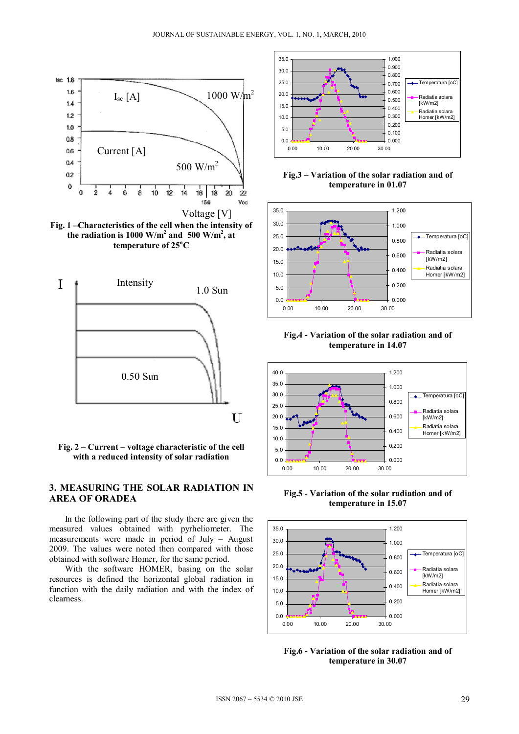Fig. 1 –Characteristics of the cell when the intensity of the radiation is 1000 W/m$^2$ and 500 W/m$^2$, at temperature of 25$^o$C

Fig. 2 – Current – voltage characteristic of the cell with a reduced intensity of solar radiation

## 3. MEASURING THE SOLAR RADIATION IN AREA OF ORADEA

In the following part of the study there are given the measured values obtained with pyrheliometer. The measurements were made in period of July – August 2009. The values were noted then compared with those obtained with software Homer, for the same period.

With the software HOMER, basing on the solar resources is defined the horizontal global radiation in function with the daily radiation and with the index of clearness.

Fig.3 – Variation of the solar radiation and of temperature in 01.07

Fig.4 - Variation of the solar radiation and of temperature in 14.07

Fig.5 - Variation of the solar radiation and of temperature in 15.07

Fig.6 - Variation of the solar radiation and of temperature in 30.07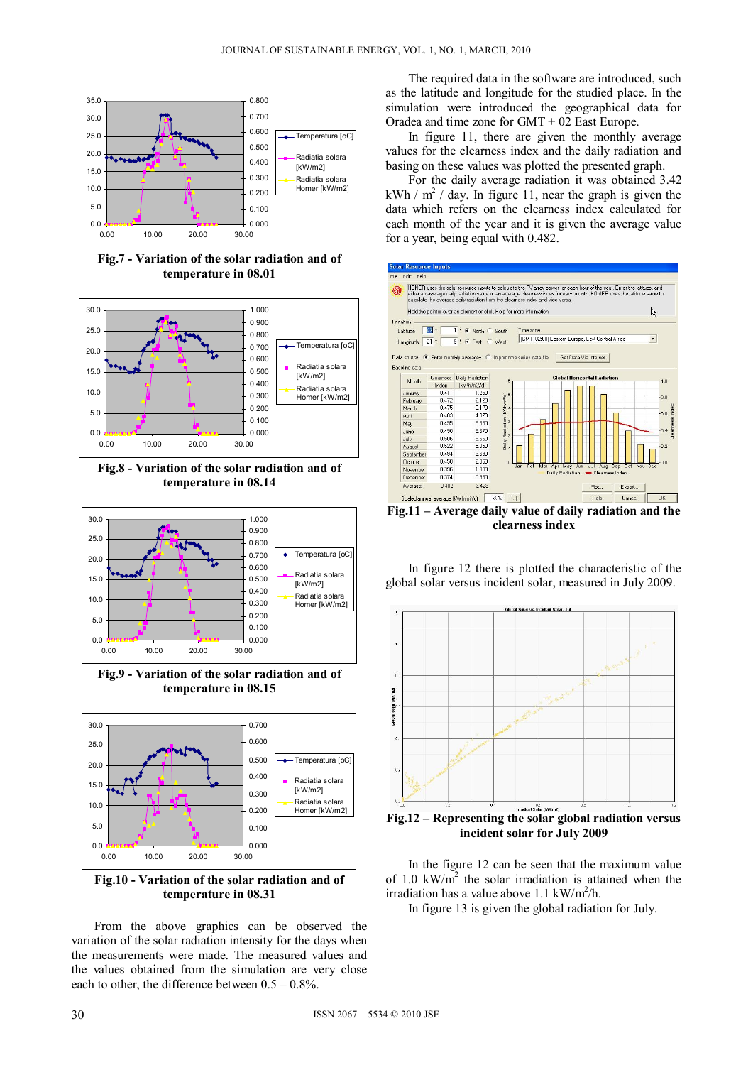Fig.7 - Variation of the solar radiation and of temperature in 08.01

Fig.8 - Variation of the solar radiation and of temperature in 08.14

Fig.9 - Variation of the solar radiation and of temperature in 08.15

Fig.10 - Variation of the solar radiation and of temperature in 08.31

From the above graphics can be observed the variation of the solar radiation intensity for the days when the measurements were made. The measured values and the values obtained from the simulation are very close each to other, the difference between 0.5 – 0.8%.

The required data in the software are introduced, such as the latitude and longitude for the studied place. In the simulation were introduced the geographical data for Oradea and time zone for GMT + 02 East Europe.

In figure 11, there are given the monthly average values for the clearness index and the daily radiation and basing on these values was plotted the presented graph.

For the daily average radiation it was obtained 3.42 kWh / $m^2$ / day. In figure 11, near the graph is given the data which refers on the clearness index calculated for each month of the year and it is given the average value for a year, being equal with 0.482.

Fig.11 – Average daily value of daily radiation and the clearness index

In figure 12 there is plotted the characteristic of the global solar versus incident solar, measured in July 2009.

Fig.12 – Representing the solar global radiation versus incident solar for July 2009

In the figure 12 can be seen that the maximum value of 1.0 kW/$m^2$ the solar irradiation is attained when the irradiation has a value above 1.1 kW/$m^2$/h.

In figure 13 is given the global radiation for July.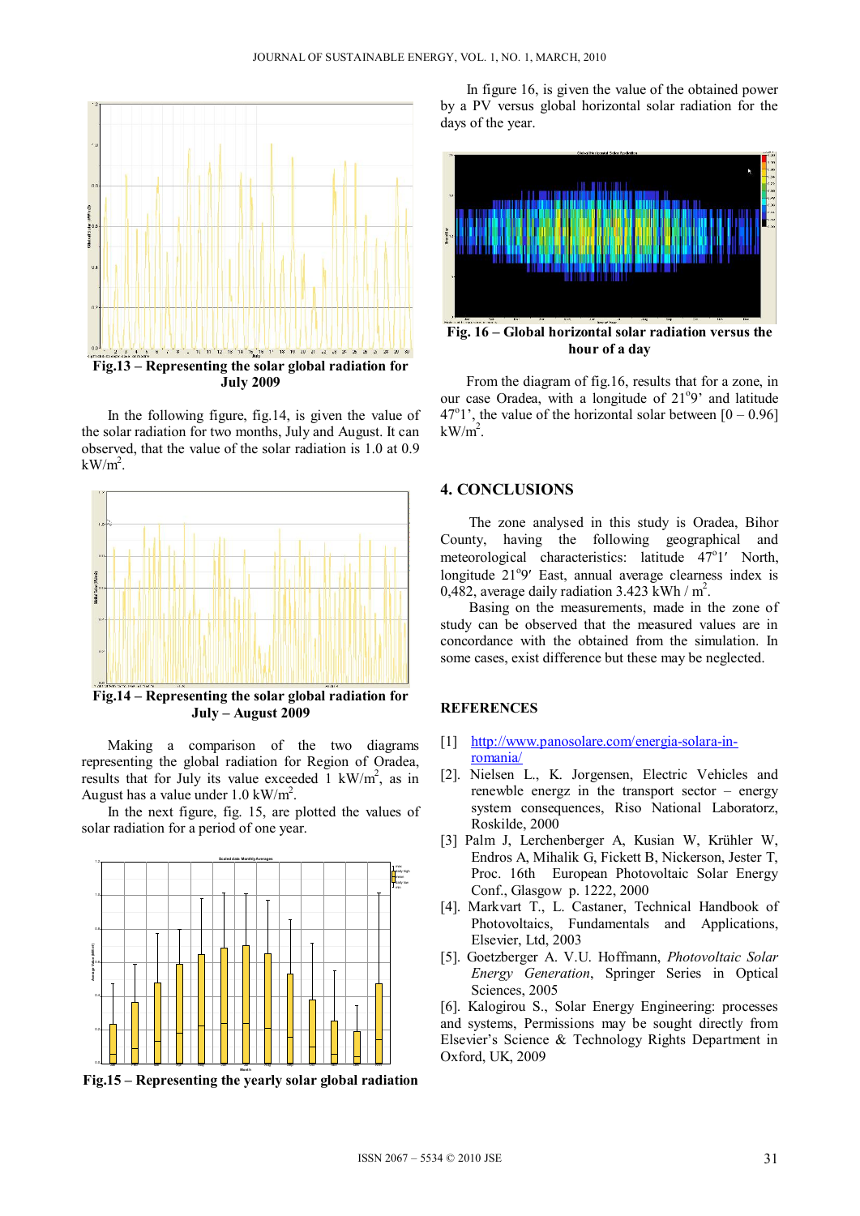Fig.13 – Representing the solar global radiation for July 2009

In the following figure, fig.14, is given the value of the solar radiation for two months, July and August. It can observed, that the value of the solar radiation is 1.0 at 0.9 kW/m$^2$.

Fig.14 – Representing the solar global radiation for July – August 2009

Making a comparison of the two diagrams representing the global radiation for Region of Oradea, results that for July its value exceeded 1 kW/m$^2$, as in August has a value under 1.0 kW/m$^2$.

In the next figure, fig. 15, are plotted the values of solar radiation for a period of one year.

Fig.15 – Representing the yearly solar global radiation

In figure 16, is given the value of the obtained power by a PV versus global horizontal solar radiation for the days of the year.

Fig. 16 – Global horizontal solar radiation versus the hour of a day

From the diagram of fig.16, results that for a zone, in our case Oradea, with a longitude of 21$^o$9' and latitude 47$^o$1', the value of the horizontal solar between [0 – 0.96] kW/m$^2$.

## 4. CONCLUSIONS

The zone analysed in this study is Oradea, Bihor County, having the following geographical and meteorological characteristics: latitude 47$^o$1′ North, longitude 21$^o$9′ East, annual average clearness index is 0,482, average daily radiation 3.423 kWh / m$^2$.

Basing on the measurements, made in the zone of study can be observed that the measured values are in concordance with the obtained from the simulation. In some cases, exist difference but these may be neglected.

## REFERENCES

[1] http://www.panosolare.com/energia-solara-in-romania/

[2]. Nielsen L., K. Jorgensen, Electric Vehicles and renewble energz in the transport sector – energy system consequences, Riso National Laboratorz, Roskilde, 2000

[3] Palm J, Lerchenberger A, Kusian W, Krühler W, Endros A, Mihalik G, Fickett B, Nickerson, Jester T, Proc. 16th European Photovoltaic Solar Energy Conf., Glasgow p. 1222, 2000

[4]. Markvart T., L. Castaner, Technical Handbook of Photovoltaics, Fundamentals and Applications, Elsevier, Ltd, 2003

[5]. Goetzberger A. V.U. Hoffmann, *Photovoltaic Solar Energy Generation*, Springer Series in Optical Sciences, 2005

[6]. Kalogirou S., Solar Energy Engineering: processes and systems, Permissions may be sought directly from Elsevier's Science & Technology Rights Department in Oxford, UK, 2009